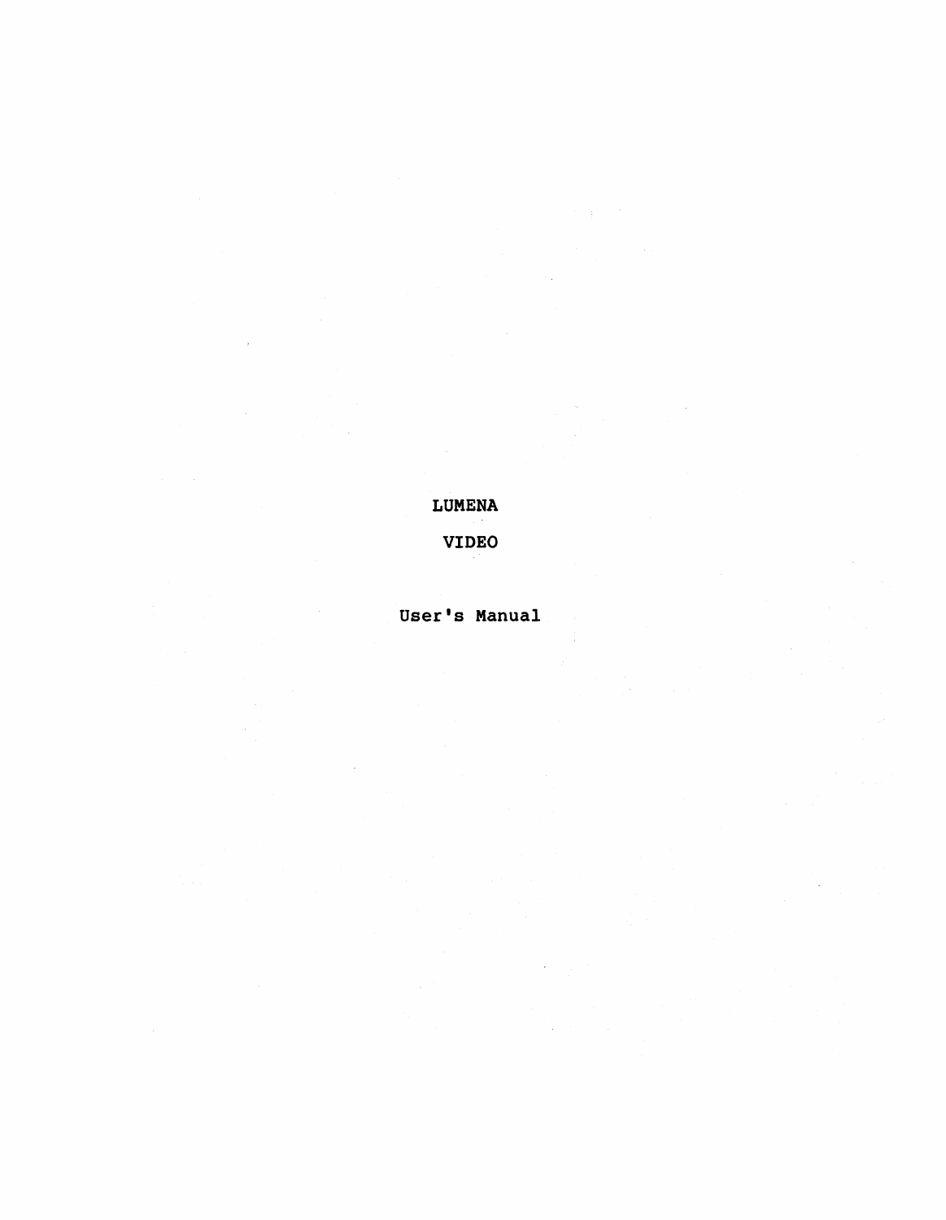# LUMENA

# VIDEO

## User's Manual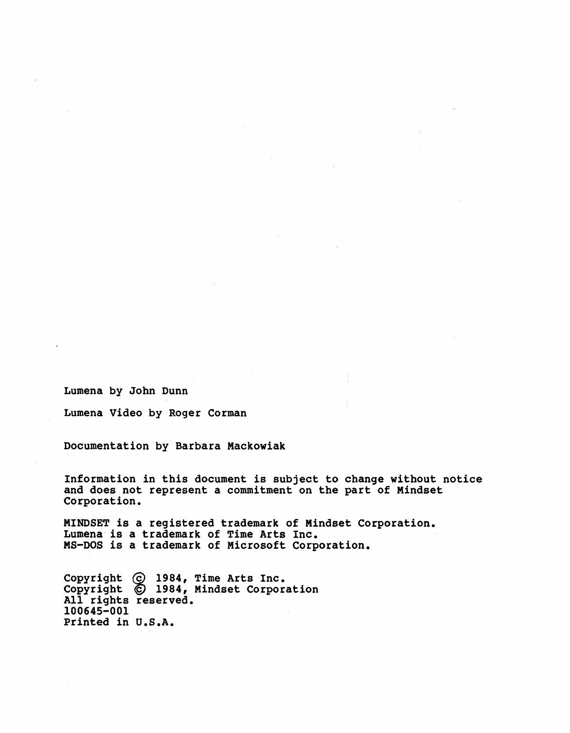Lumena by John Dunn

Lumena Video by Roger Corman

Documentation by Barbara Mackowiak

Information in this document is subject to change without notice and does not represent a commitment on the part of Mindset Corporation.

MINDSET is a registered trademark of Mindset Corporation.
Lumena is a trademark of Time Arts Inc.
MS-DOS is a trademark of Microsoft Corporation.

Copyright © 1984, Time Arts Inc.
Copyright © 1984, Mindset Corporation
All rights reserved.
100645-001
Printed in U.S.A.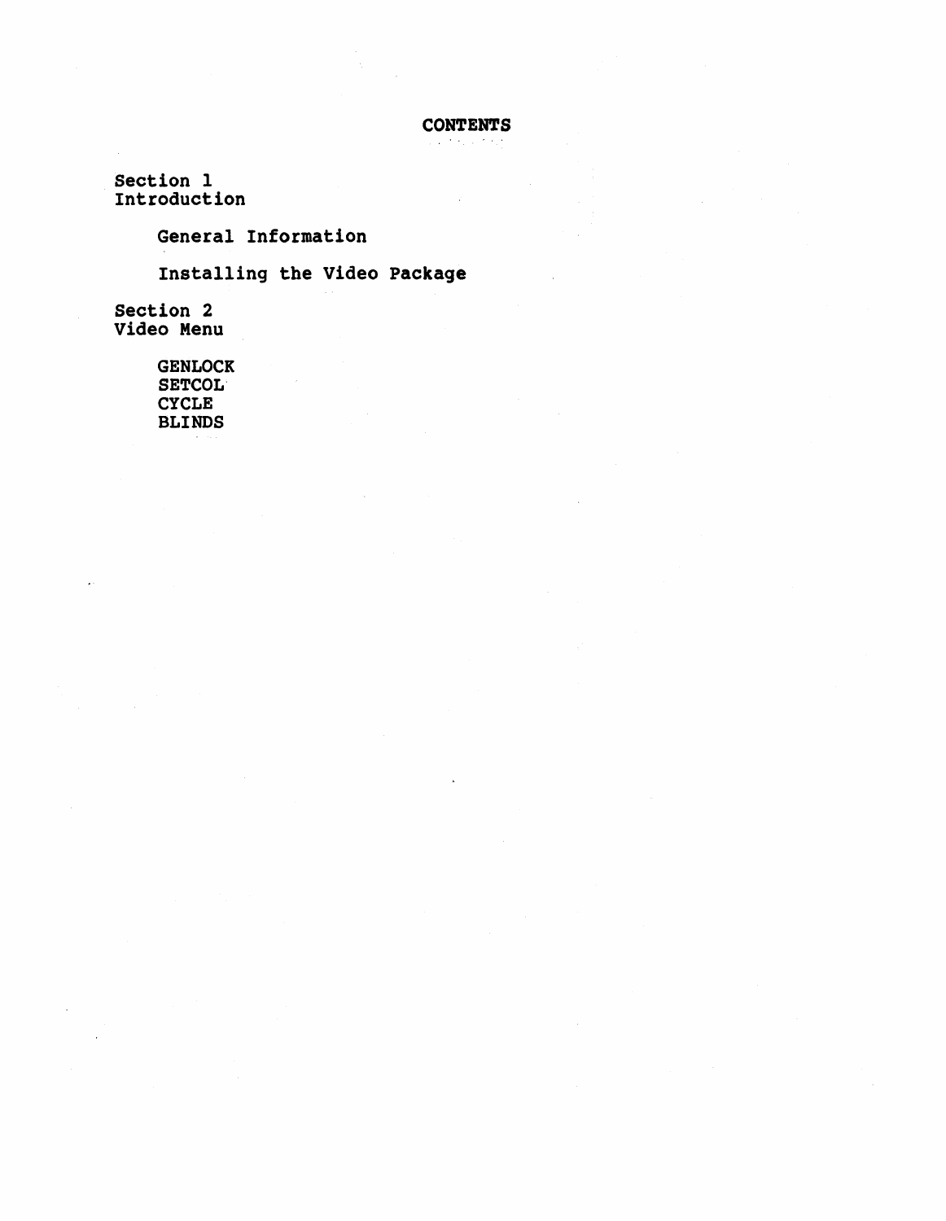# CONTENTS

**Section 1**
**Introduction**

**General Information**

**Installing the Video Package**

**Section 2**
**Video Menu**

GENLOCK
SETCOL
CYCLE
BLINDS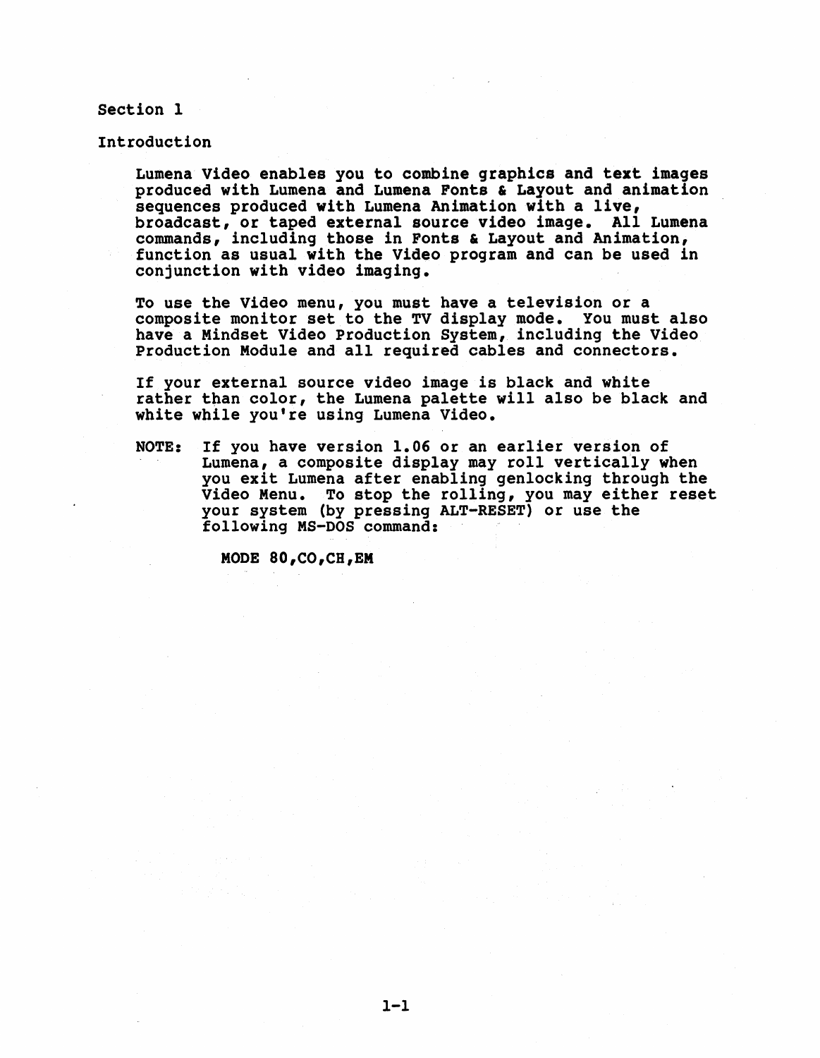# Section 1

## Introduction

Lumena Video enables you to combine graphics and text images produced with Lumena and Lumena Fonts & Layout and animation sequences produced with Lumena Animation with a live, broadcast, or taped external source video image. All Lumena commands, including those in Fonts & Layout and Animation, function as usual with the Video program and can be used in conjunction with video imaging.

To use the Video menu, you must have a television or a composite monitor set to the TV display mode. You must also have a Mindset Video Production System, including the Video Production Module and all required cables and connectors.

If your external source video image is black and white rather than color, the Lumena palette will also be black and white while you're using Lumena Video.

NOTE: If you have version 1.06 or an earlier version of Lumena, a composite display may roll vertically when you exit Lumena after enabling genlocking through the Video Menu. To stop the rolling, you may either reset your system (by pressing ALT-RESET) or use the following MS-DOS command:

```
MODE 80,CO,CH,EM
```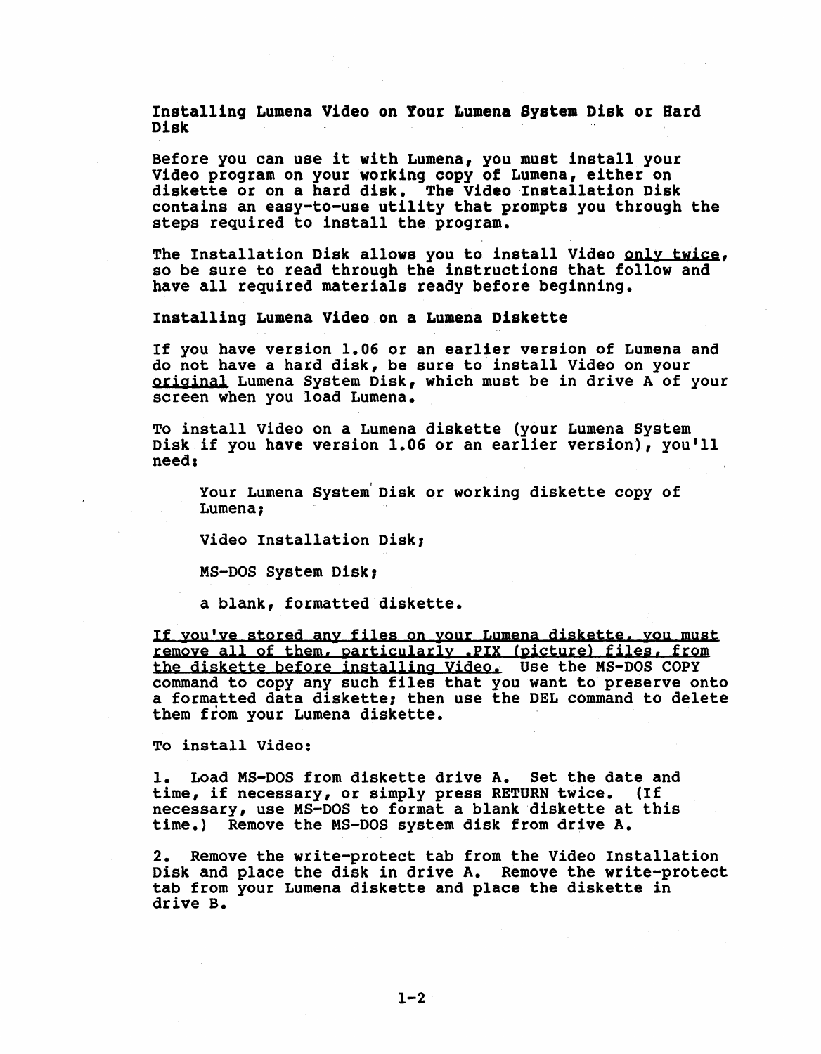## Installing Lumena Video on Your Lumena System Disk or Hard Disk

Before you can use it with Lumena, you must install your Video program on your working copy of Lumena, either on diskette or on a hard disk. The Video Installation Disk contains an easy-to-use utility that prompts you through the steps required to install the program.

The Installation Disk allows you to install Video <u>only twice</u>, so be sure to read through the instructions that follow and have all required materials ready before beginning.

### Installing Lumena Video on a Lumena Diskette

If you have version 1.06 or an earlier version of Lumena and do not have a hard disk, be sure to install Video on your <u>original</u> Lumena System Disk, which must be in drive A of your screen when you load Lumena.

To install Video on a Lumena diskette (your Lumena System Disk if you have version 1.06 or an earlier version), you'll need:

> Your Lumena System Disk or working diskette copy of Lumena;
>
> Video Installation Disk;
>
> MS-DOS System Disk;
>
> a blank, formatted diskette.

<u>If you've stored any files on your Lumena diskette, you must remove all of them, particularly .PIX (picture) files, from the diskette before installing Video.</u> Use the MS-DOS COPY command to copy any such files that you want to preserve onto a formatted data diskette; then use the DEL command to delete them from your Lumena diskette.

To install Video:

1. Load MS-DOS from diskette drive A. Set the date and time, if necessary, or simply press RETURN twice. (If necessary, use MS-DOS to format a blank diskette at this time.) Remove the MS-DOS system disk from drive A.

2. Remove the write-protect tab from the Video Installation Disk and place the disk in drive A. Remove the write-protect tab from your Lumena diskette and place the diskette in drive B.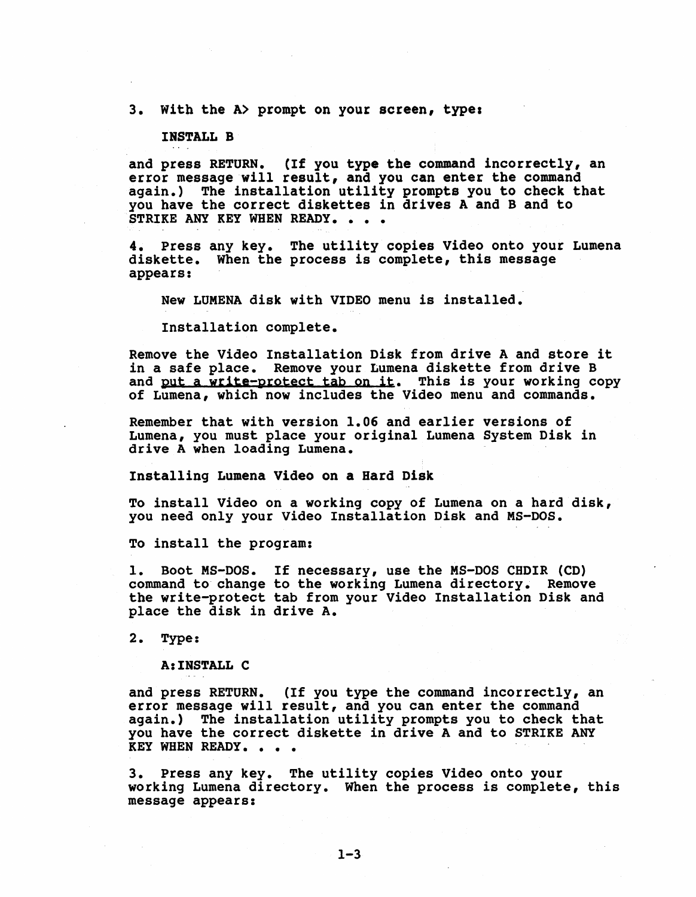3. With the A> prompt on your screen, type:

```
INSTALL B
```

and press RETURN. (If you type the command incorrectly, an error message will result, and you can enter the command again.) The installation utility prompts you to check that you have the correct diskettes in drives A and B and to STRIKE ANY KEY WHEN READY. . . .

4. Press any key. The utility copies Video onto your Lumena diskette. When the process is complete, this message appears:

```
New LUMENA disk with VIDEO menu is installed.

Installation complete.
```

Remove the Video Installation Disk from drive A and store it in a safe place. Remove your Lumena diskette from drive B and put a write-protect tab on it. This is your working copy of Lumena, which now includes the Video menu and commands.

Remember that with version 1.06 and earlier versions of Lumena, you must place your original Lumena System Disk in drive A when loading Lumena.

**Installing Lumena Video on a Hard Disk**

To install Video on a working copy of Lumena on a hard disk, you need only your Video Installation Disk and MS-DOS.

To install the program:

1. Boot MS-DOS. If necessary, use the MS-DOS CHDIR (CD) command to change to the working Lumena directory. Remove the write-protect tab from your Video Installation Disk and place the disk in drive A.

2. Type:

```
A:INSTALL C
```

and press RETURN. (If you type the command incorrectly, an error message will result, and you can enter the command again.) The installation utility prompts you to check that you have the correct diskette in drive A and to STRIKE ANY KEY WHEN READY. . . .

3. Press any key. The utility copies Video onto your working Lumena directory. When the process is complete, this message appears: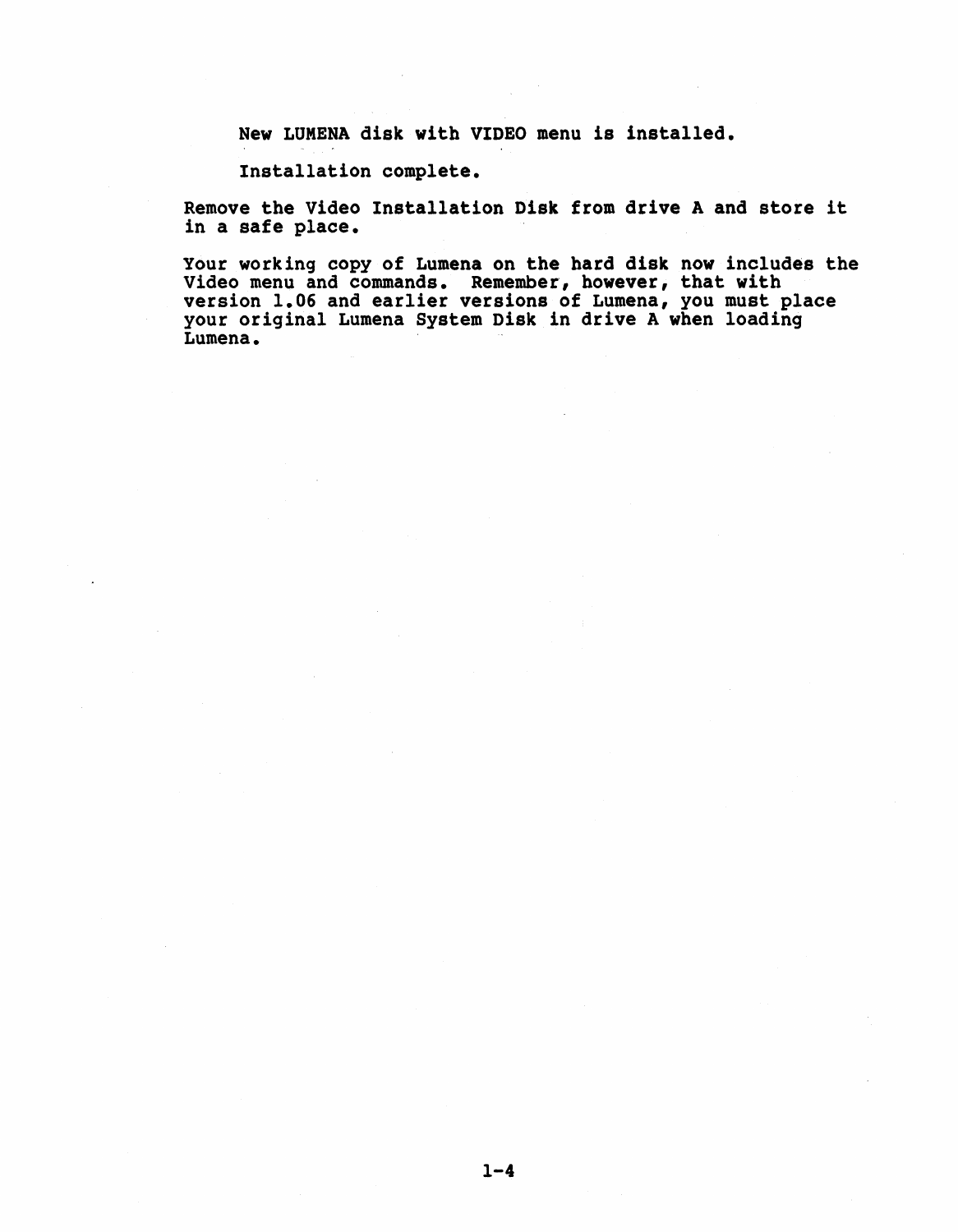New LUMENA disk with VIDEO menu is installed.

Installation complete.

Remove the Video Installation Disk from drive A and store it in a safe place.

Your working copy of Lumena on the hard disk now includes the Video menu and commands. Remember, however, that with version 1.06 and earlier versions of Lumena, you must place your original Lumena System Disk in drive A when loading Lumena.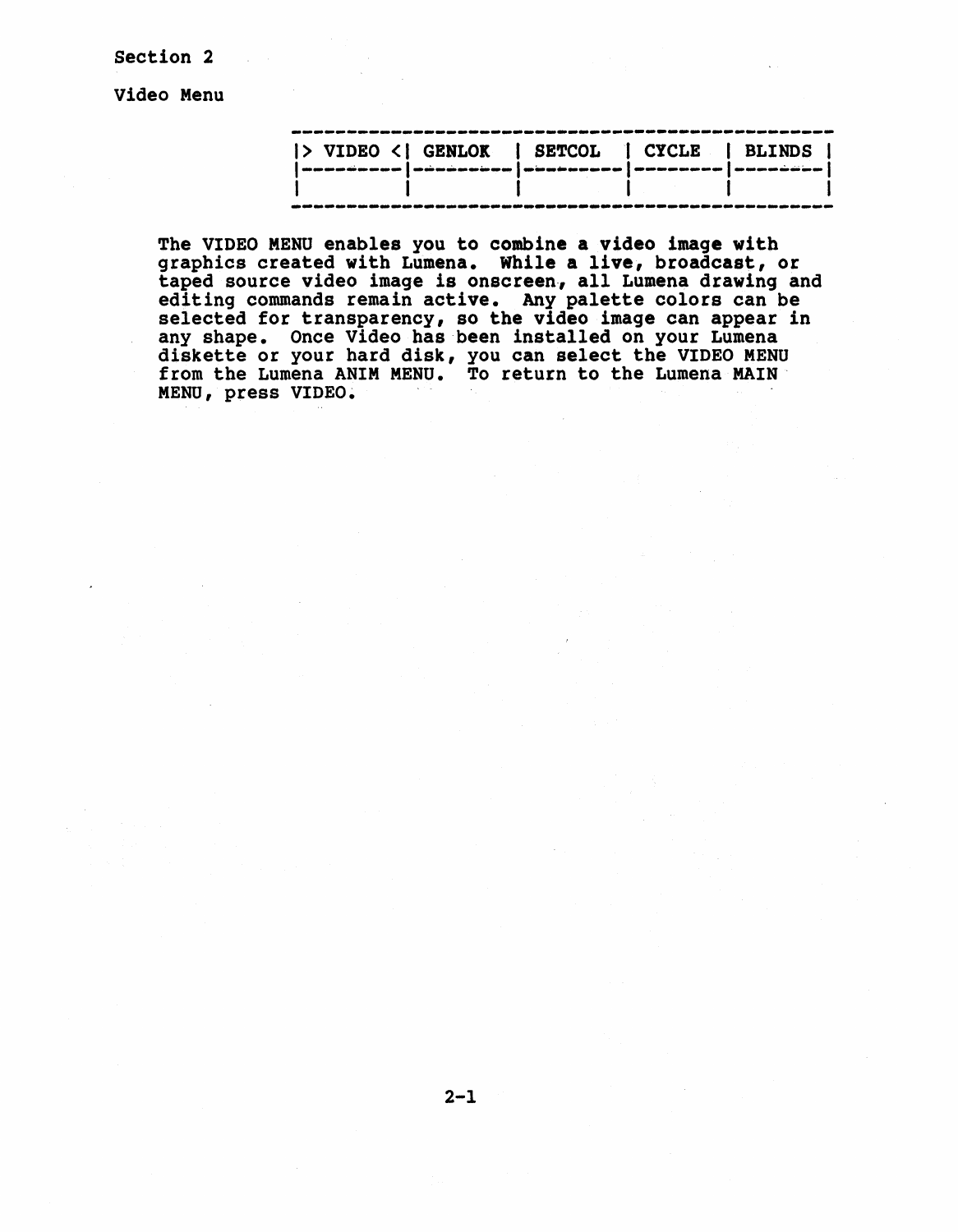Section 2

# Video Menu

| > VIDEO < | GENLOK | SETCOL | CYCLE | BLINDS |
|---|---|---|---|---|
| | | | | |

The VIDEO MENU enables you to combine a video image with graphics created with Lumena. While a live, broadcast, or taped source video image is onscreen, all Lumena drawing and editing commands remain active. Any palette colors can be selected for transparency, so the video image can appear in any shape. Once Video has been installed on your Lumena diskette or your hard disk, you can select the VIDEO MENU from the Lumena ANIM MENU. To return to the Lumena MAIN MENU, press VIDEO.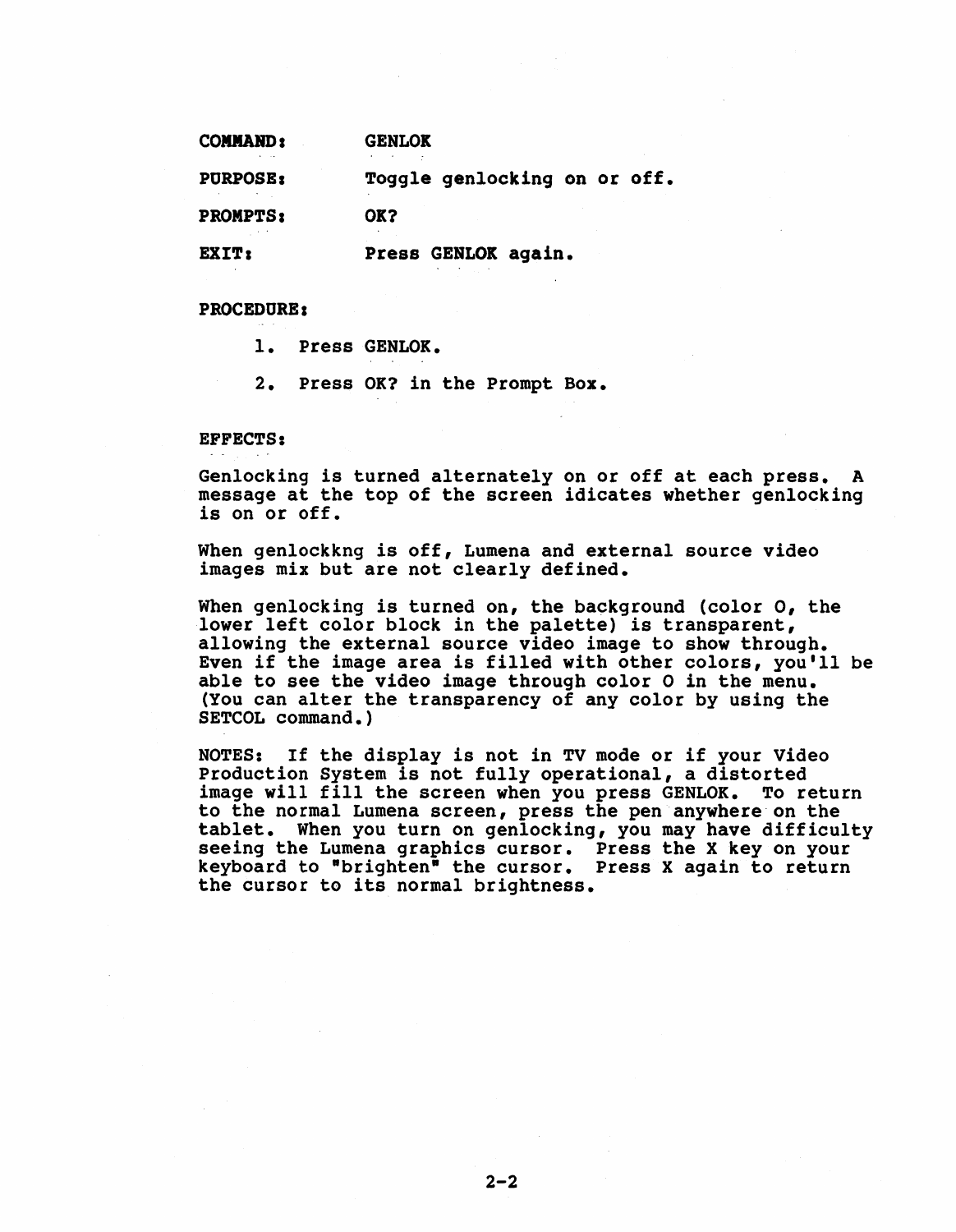**COMMAND:** GENLOK

**PURPOSE:** Toggle genlocking on or off.

**PROMPTS:** OK?

**EXIT:** Press GENLOK again.

**PROCEDURE:**

1. Press GENLOK.
2. Press OK? in the Prompt Box.

**EFFECTS:**

Genlocking is turned alternately on or off at each press. A message at the top of the screen idicates whether genlocking is on or off.

When genlockkng is off, Lumena and external source video images mix but are not clearly defined.

When genlocking is turned on, the background (color 0, the lower left color block in the palette) is transparent, allowing the external source video image to show through. Even if the image area is filled with other colors, you'll be able to see the video image through color 0 in the menu. (You can alter the transparency of any color by using the SETCOL command.)

NOTES: If the display is not in TV mode or if your Video Production System is not fully operational, a distorted image will fill the screen when you press GENLOK. To return to the normal Lumena screen, press the pen anywhere on the tablet. When you turn on genlocking, you may have difficulty seeing the Lumena graphics cursor. Press the X key on your keyboard to "brighten" the cursor. Press X again to return the cursor to its normal brightness.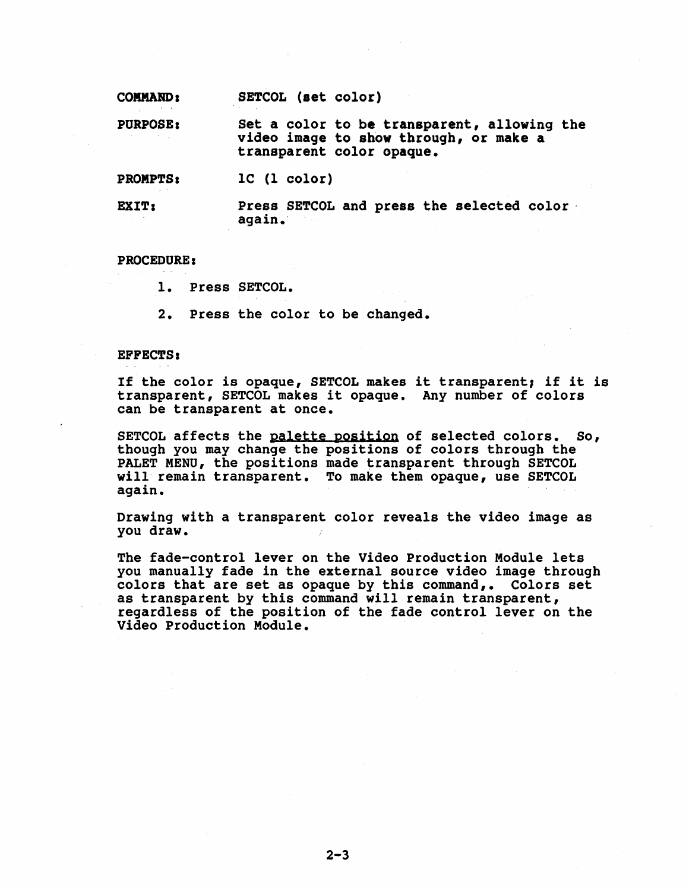**COMMAND:** SETCOL (set color)

**PURPOSE:** Set a color to be transparent, allowing the video image to show through, or make a transparent color opaque.

**PROMPTS:** 1C (1 color)

**EXIT:** Press SETCOL and press the selected color again.

**PROCEDURE:**

1. Press SETCOL.

2. Press the color to be changed.

**EFFECTS:**

If the color is opaque, SETCOL makes it transparent; if it is transparent, SETCOL makes it opaque. Any number of colors can be transparent at once.

SETCOL affects the palette position of selected colors. So, though you may change the positions of colors through the PALET MENU, the positions made transparent through SETCOL will remain transparent. To make them opaque, use SETCOL again.

Drawing with a transparent color reveals the video image as you draw.

The fade-control lever on the Video Production Module lets you manually fade in the external source video image through colors that are set as opaque by this command,. Colors set as transparent by this command will remain transparent, regardless of the position of the fade control lever on the Video Production Module.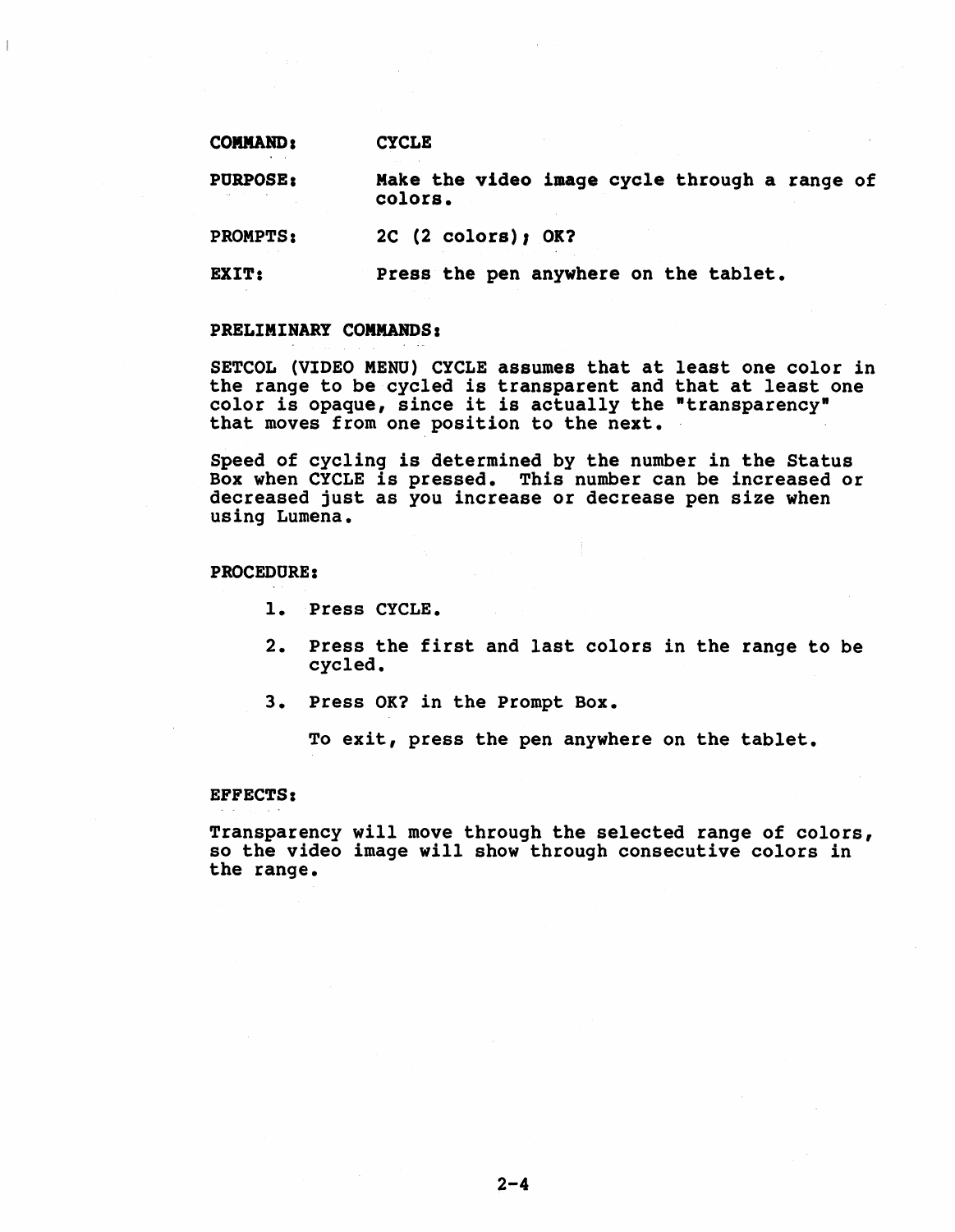**COMMAND:** CYCLE

**PURPOSE:** Make the video image cycle through a range of colors.

**PROMPTS:** 2C (2 colors); OK?

**EXIT:** Press the pen anywhere on the tablet.

**PRELIMINARY COMMANDS:**

SETCOL (VIDEO MENU) CYCLE assumes that at least one color in the range to be cycled is transparent and that at least one color is opaque, since it is actually the "transparency" that moves from one position to the next.

Speed of cycling is determined by the number in the Status Box when CYCLE is pressed. This number can be increased or decreased just as you increase or decrease pen size when using Lumena.

**PROCEDURE:**

1. Press CYCLE.
2. Press the first and last colors in the range to be cycled.
3. Press OK? in the Prompt Box.

   To exit, press the pen anywhere on the tablet.

**EFFECTS:**

Transparency will move through the selected range of colors, so the video image will show through consecutive colors in the range.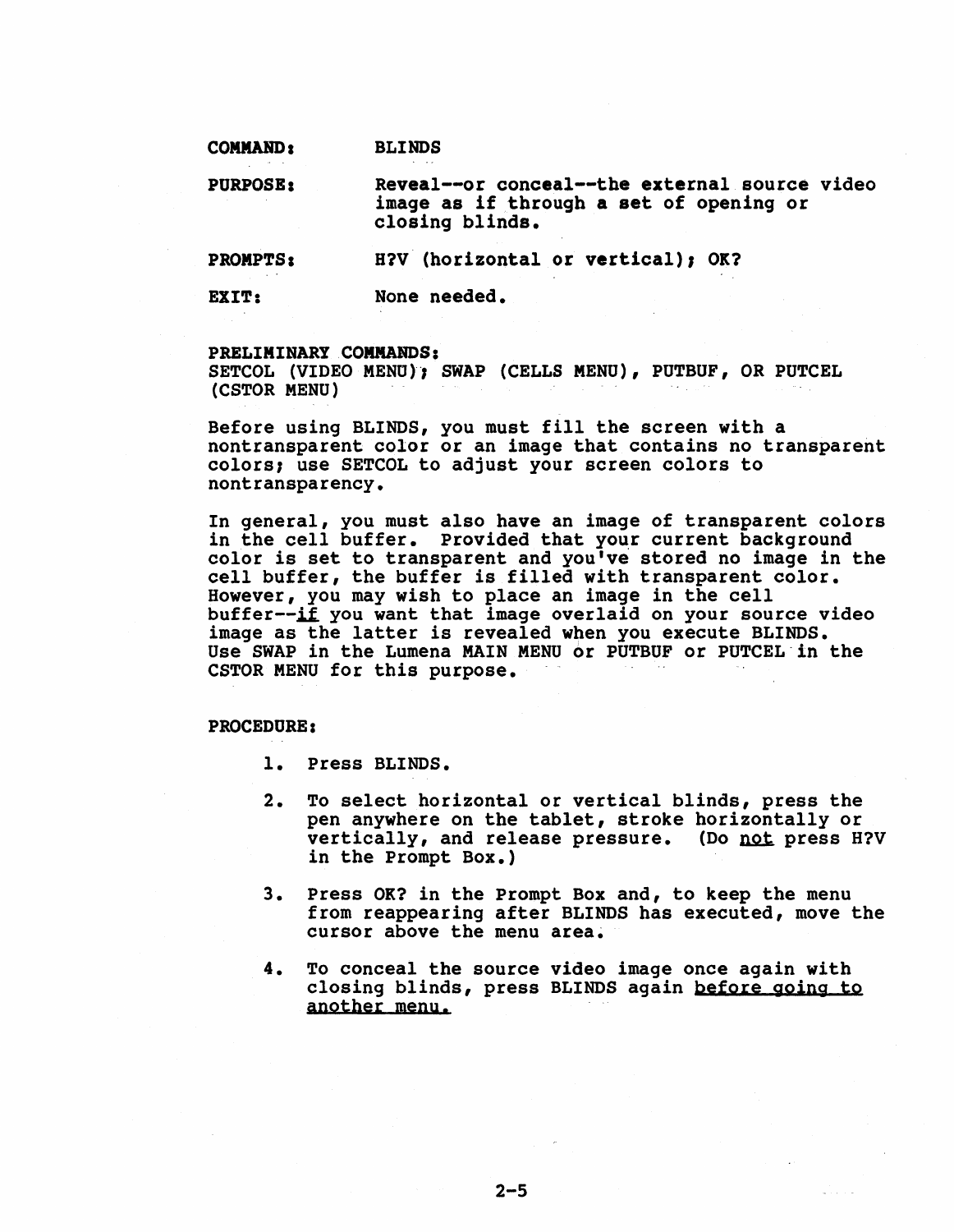**COMMAND:** BLINDS

**PURPOSE:** Reveal--or conceal--the external source video image as if through a set of opening or closing blinds.

**PROMPTS:** H?V (horizontal or vertical); OK?

**EXIT:** None needed.

**PRELIMINARY COMMANDS:**
SETCOL (VIDEO MENU); SWAP (CELLS MENU), PUTBUF, OR PUTCEL (CSTOR MENU)

Before using BLINDS, you must fill the screen with a nontransparent color or an image that contains no transparent colors; use SETCOL to adjust your screen colors to nontransparency.

In general, you must also have an image of transparent colors in the cell buffer. Provided that your current background color is set to transparent and you've stored no image in the cell buffer, the buffer is filled with transparent color. However, you may wish to place an image in the cell buffer--<u>if</u> you want that image overlaid on your source video image as the latter is revealed when you execute BLINDS. Use SWAP in the Lumena MAIN MENU or PUTBUF or PUTCEL in the CSTOR MENU for this purpose.

**PROCEDURE:**

1. Press BLINDS.

2. To select horizontal or vertical blinds, press the pen anywhere on the tablet, stroke horizontally or vertically, and release pressure. (Do <u>not</u> press H?V in the Prompt Box.)

3. Press OK? in the Prompt Box and, to keep the menu from reappearing after BLINDS has executed, move the cursor above the menu area.

4. To conceal the source video image once again with closing blinds, press BLINDS again <u>before going to another menu.</u>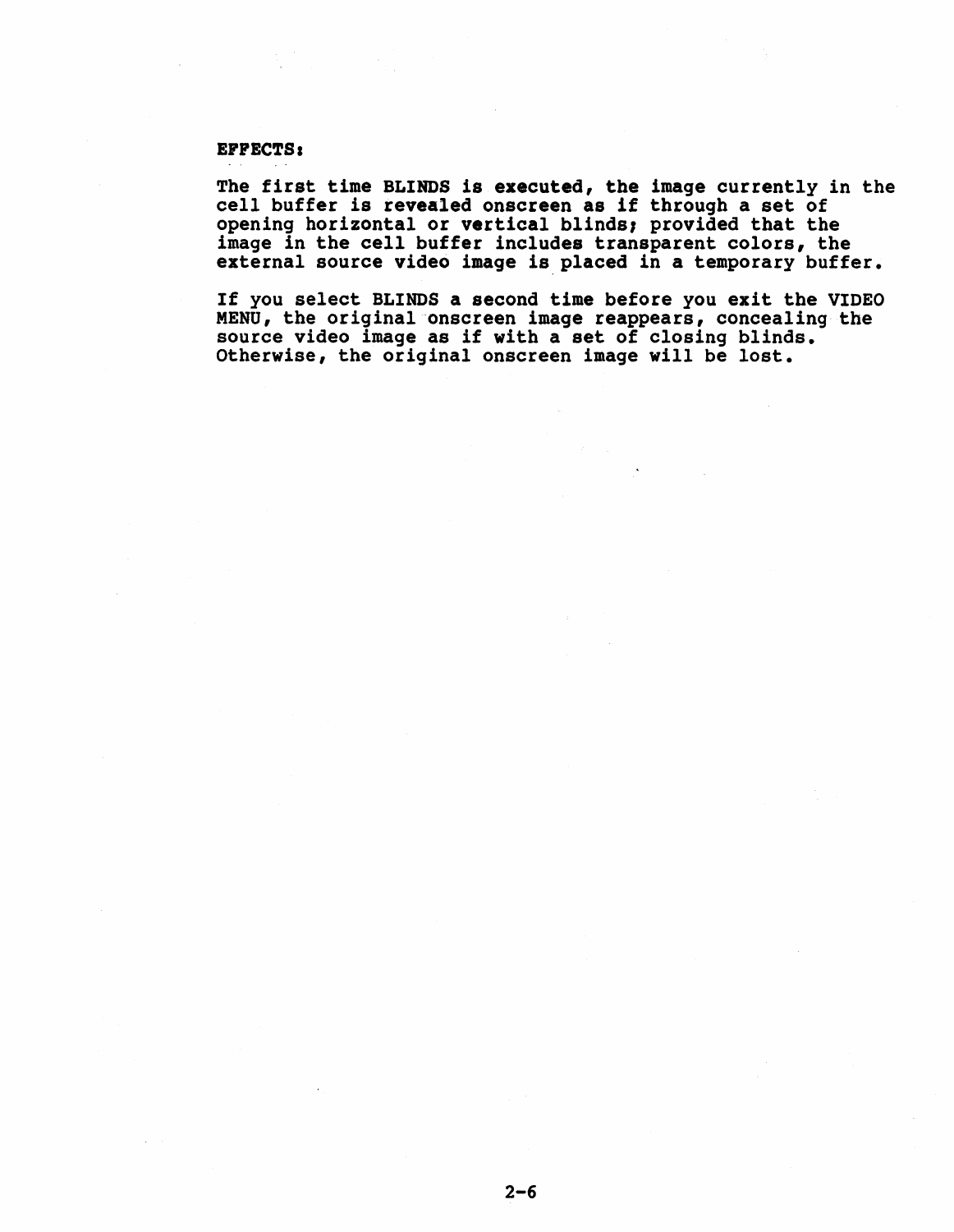**EFFECTS:**

The first time BLINDS is executed, the image currently in the cell buffer is revealed onscreen as if through a set of opening horizontal or vertical blinds; provided that the image in the cell buffer includes transparent colors, the external source video image is placed in a temporary buffer.

If you select BLINDS a second time before you exit the VIDEO MENU, the original onscreen image reappears, concealing the source video image as if with a set of closing blinds. Otherwise, the original onscreen image will be lost.